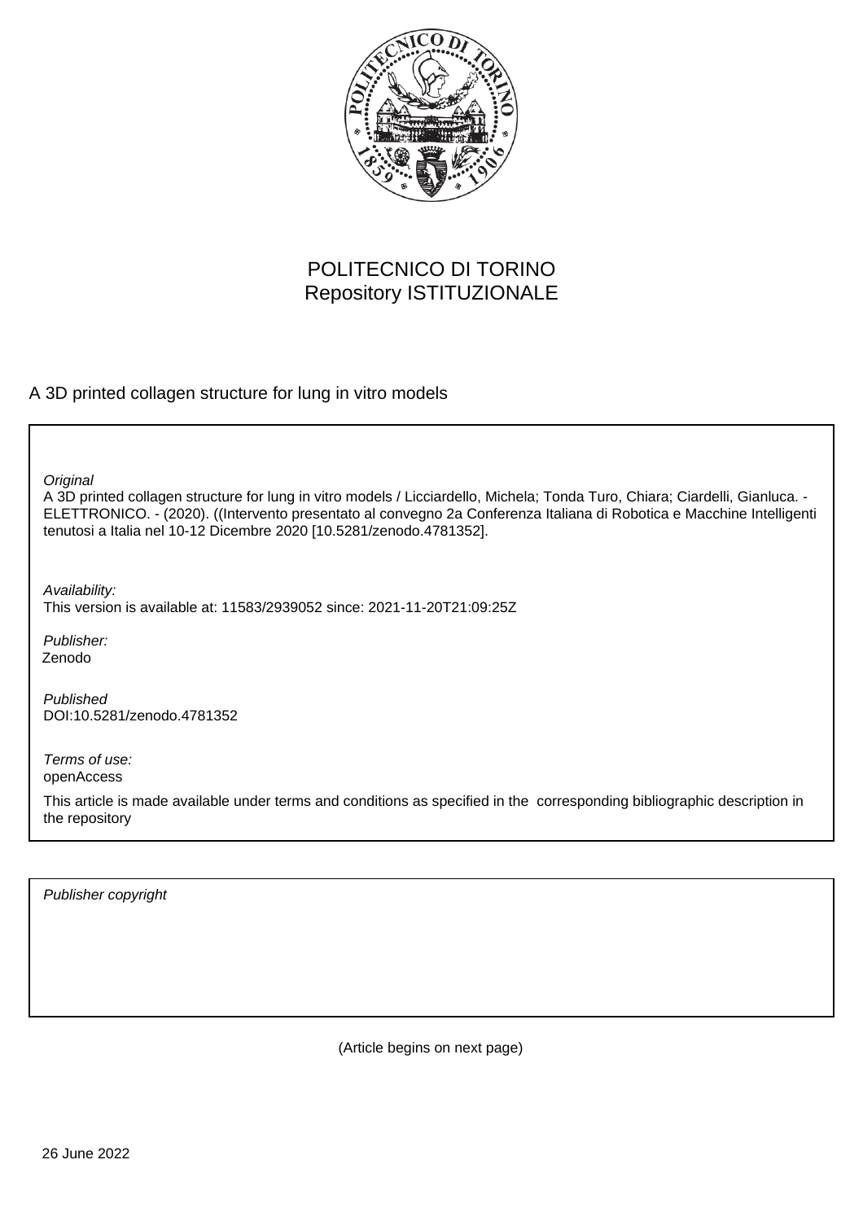POLITECNICO DI TORINO
Repository ISTITUZIONALE

A 3D printed collagen structure for lung in vitro models

*Original*
A 3D printed collagen structure for lung in vitro models / Licciardello, Michela; Tonda Turo, Chiara; Ciardelli, Gianluca. - ELETTRONICO. - (2020). ((Intervento presentato al convegno 2a Conferenza Italiana di Robotica e Macchine Intelligenti tenutosi a Italia nel 10-12 Dicembre 2020 [10.5281/zenodo.4781352].

*Availability:*
This version is available at: 11583/2939052 since: 2021-11-20T21:09:25Z

*Publisher:*
Zenodo

*Published*
DOI:10.5281/zenodo.4781352

*Terms of use:*
openAccess

This article is made available under terms and conditions as specified in the corresponding bibliographic description in the repository

*Publisher copyright*

(Article begins on next page)

26 June 2022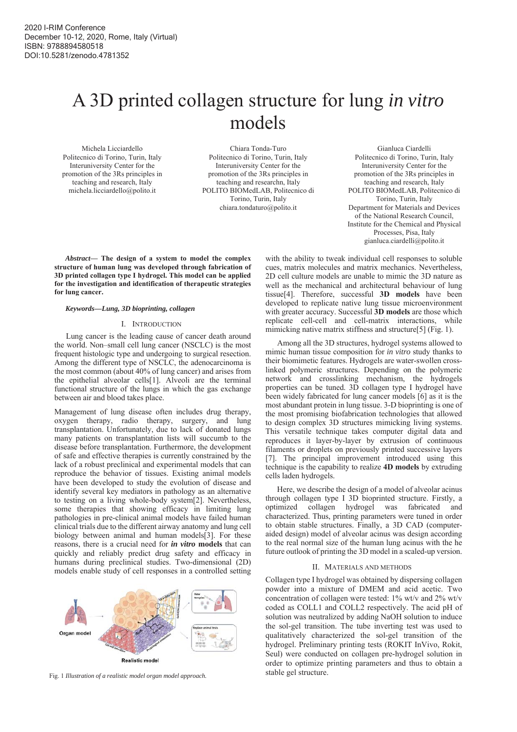2020 I-RIM Conference
December 10-12, 2020, Rome, Italy (Virtual)
ISBN: 9788894580518
DOI:10.5281/zenodo.4781352

# A 3D printed collagen structure for lung *in vitro* models

Michela Licciardello
Politecnico di Torino, Turin, Italy
Interuniversity Center for the promotion of the 3Rs principles in teaching and research, Italy
michela.licciardello@polito.it

Chiara Tonda-Turo
Politecnico di Torino, Turin, Italy
Interuniversity Center for the promotion of the 3Rs principles in teaching and researchn, Italy
POLITO BIOMedLAB, Politecnico di Torino, Turin, Italy
chiara.tondaturo@polito.it

Gianluca Ciardelli
Politecnico di Torino, Turin, Italy
Interuniversity Center for the promotion of the 3Rs principles in teaching and research, Italy
POLITO BIOMedLAB, Politecnico di Torino, Turin, Italy
Department for Materials and Devices of the National Research Council, Institute for the Chemical and Physical Processes, Pisa, Italy
gianluca.ciardelli@polito.it

***Abstract*— The design of a system to model the complex structure of human lung was developed through fabrication of 3D printed collagen type I hydrogel. This model can be applied for the investigation and identification of therapeutic strategies for lung cancer.**

***Keywords—Lung, 3D bioprinting, collagen***

## I. Introduction

Lung cancer is the leading cause of cancer death around the world. Non–small cell lung cancer (NSCLC) is the most frequent histologic type and undergoing to surgical resection. Among the different type of NSCLC, the adenocarcinoma is the most common (about 40% of lung cancer) and arises from the epithelial alveolar cells[1]. Alveoli are the terminal functional structure of the lungs in which the gas exchange between air and blood takes place.

Management of lung disease often includes drug therapy, oxygen therapy, radio therapy, surgery, and lung transplantation. Unfortunately, due to lack of donated lungs many patients on transplantation lists will succumb to the disease before transplantation. Furthermore, the development of safe and effective therapies is currently constrained by the lack of a robust preclinical and experimental models that can reproduce the behavior of tissues. Existing animal models have been developed to study the evolution of disease and identify several key mediators in pathology as an alternative to testing on a living whole-body system[2]. Nevertheless, some therapies that showing efficacy in limiting lung pathologies in pre-clinical animal models have failed human clinical trials due to the different airway anatomy and lung cell biology between animal and human models[3]. For these reasons, there is a crucial need for ***in vitro* models** that can quickly and reliably predict drug safety and efficacy in humans during preclinical studies. Two-dimensional (2D) models enable study of cell responses in a controlled setting with the ability to tweak individual cell responses to soluble cues, matrix molecules and matrix mechanics. Nevertheless, 2D cell culture models are unable to mimic the 3D nature as well as the mechanical and architectural behaviour of lung tissue[4]. Therefore, successful **3D models** have been developed to replicate native lung tissue microenvironment with greater accuracy. Successful **3D models** are those which replicate cell-cell and cell-matrix interactions, while mimicking native matrix stiffness and structure[5] (Fig. 1).

Fig. 1 *Illustration of a realistic model organ model approach.*

Among all the 3D structures, hydrogel systems allowed to mimic human tissue composition for *in vitro* study thanks to their biomimetic features. Hydrogels are water-swollen cross-linked polymeric structures. Depending on the polymeric network and crosslinking mechanism, the hydrogels properties can be tuned. 3D collagen type I hydrogel have been widely fabricated for lung cancer models [6] as it is the most abundant protein in lung tissue. 3-D bioprinting is one of the most promising biofabrication technologies that allowed to design complex 3D structures mimicking living systems. This versatile technique takes computer digital data and reproduces it layer-by-layer by extrusion of continuous filaments or droplets on previously printed successive layers [7]. The principal improvement introduced using this technique is the capability to realize **4D models** by extruding cells laden hydrogels.

Here, we describe the design of a model of alveolar acinus through collagen type I 3D bioprinted structure. Firstly, a optimized collagen hydrogel was fabricated and characterized. Thus, printing parameters were tuned in order to obtain stable structures. Finally, a 3D CAD (computer-aided design) model of alveolar acinus was design according to the real normal size of the human lung acinus with the he future outlook of printing the 3D model in a scaled-up version.

## II. Materials and Methods

Collagen type I hydrogel was obtained by dispersing collagen powder into a mixture of DMEM and acid acetic. Two concentration of collagen were tested: 1% wt/v and 2% wt/v coded as COLL1 and COLL2 respectively. The acid pH of solution was neutralized by adding NaOH solution to induce the sol-gel transition. The tube inverting test was used to qualitatively characterized the sol-gel transition of the hydrogel. Preliminary printing tests (ROKIT InVivo, Rokit, Seul) were conducted on collagen pre-hydrogel solution in order to optimize printing parameters and thus to obtain a stable gel structure.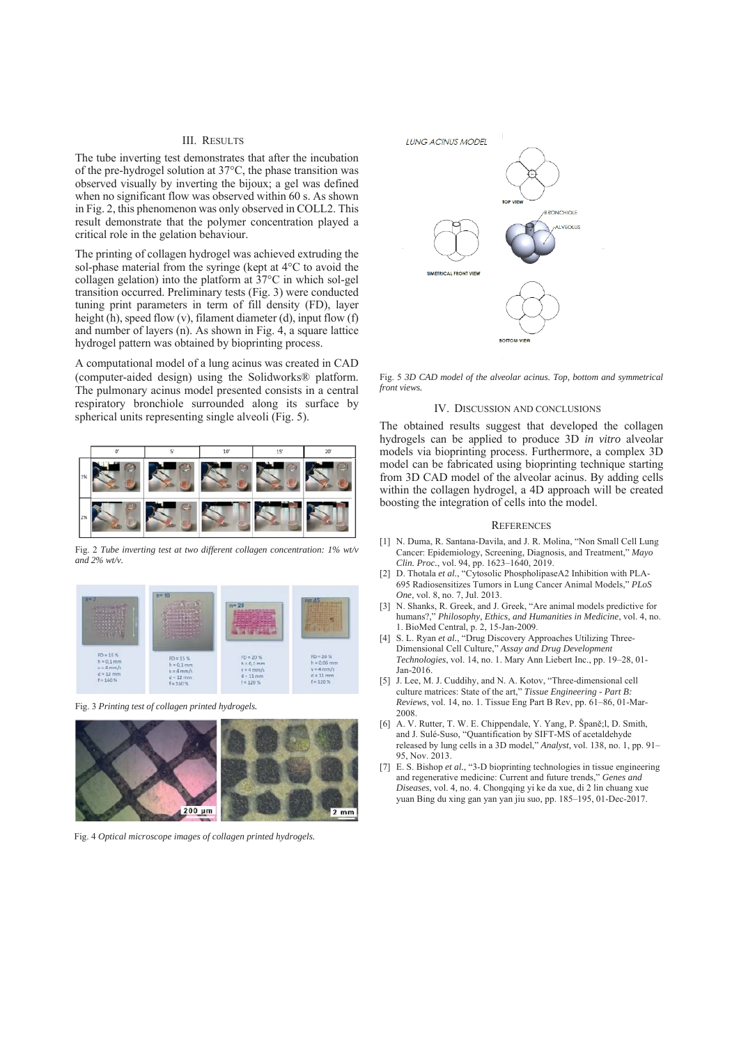## III. Results

The tube inverting test demonstrates that after the incubation of the pre-hydrogel solution at 37°C, the phase transition was observed visually by inverting the bijoux; a gel was defined when no significant flow was observed within 60 s. As shown in Fig. 2, this phenomenon was only observed in COLL2. This result demonstrate that the polymer concentration played a critical role in the gelation behaviour.

The printing of collagen hydrogel was achieved extruding the sol-phase material from the syringe (kept at 4°C to avoid the collagen gelation) into the platform at 37°C in which sol-gel transition occurred. Preliminary tests (Fig. 3) were conducted tuning print parameters in term of fill density (FD), layer height (h), speed flow (v), filament diameter (d), input flow (f) and number of layers (n). As shown in Fig. 4, a square lattice hydrogel pattern was obtained by bioprinting process.

A computational model of a lung acinus was created in CAD (computer-aided design) using the Solidworks® platform. The pulmonary acinus model presented consists in a central respiratory bronchiole surrounded along its surface by spherical units representing single alveoli (Fig. 5).

Fig. 2 *Tube inverting test at two different collagen concentration: 1% wt/v and 2% wt/v.*

Fig. 3 *Printing test of collagen printed hydrogels.*

Fig. 4 *Optical microscope images of collagen printed hydrogels.*

Fig. 5 *3D CAD model of the alveolar acinus. Top, bottom and symmetrical front views.*

## IV. Discussion and Conclusions

The obtained results suggest that developed the collagen hydrogels can be applied to produce 3D *in vitro* alveolar models via bioprinting process. Furthermore, a complex 3D model can be fabricated using bioprinting technique starting from 3D CAD model of the alveolar acinus. By adding cells within the collagen hydrogel, a 4D approach will be created boosting the integration of cells into the model.

## References

[1] N. Duma, R. Santana-Davila, and J. R. Molina, "Non Small Cell Lung Cancer: Epidemiology, Screening, Diagnosis, and Treatment," *Mayo Clin. Proc.*, vol. 94, pp. 1623–1640, 2019.

[2] D. Thotala *et al.*, "Cytosolic PhospholipaseA2 Inhibition with PLA-695 Radiosensitizes Tumors in Lung Cancer Animal Models," *PLoS One*, vol. 8, no. 7, Jul. 2013.

[3] N. Shanks, R. Greek, and J. Greek, "Are animal models predictive for humans?," *Philosophy, Ethics, and Humanities in Medicine*, vol. 4, no. 1. BioMed Central, p. 2, 15-Jan-2009.

[4] S. L. Ryan *et al.*, "Drug Discovery Approaches Utilizing Three-Dimensional Cell Culture," *Assay and Drug Development Technologies*, vol. 14, no. 1. Mary Ann Liebert Inc., pp. 19–28, 01-Jan-2016.

[5] J. Lee, M. J. Cuddihy, and N. A. Kotov, "Three-dimensional cell culture matrices: State of the art," *Tissue Engineering - Part B: Reviews*, vol. 14, no. 1. Tissue Eng Part B Rev, pp. 61–86, 01-Mar-2008.

[6] A. V. Rutter, T. W. E. Chippendale, Y. Yang, P. Španě;l, D. Smith, and J. Sulé-Suso, "Quantification by SIFT-MS of acetaldehyde released by lung cells in a 3D model," *Analyst*, vol. 138, no. 1, pp. 91–95, Nov. 2013.

[7] E. S. Bishop *et al.*, "3-D bioprinting technologies in tissue engineering and regenerative medicine: Current and future trends," *Genes and Diseases*, vol. 4, no. 4. Chongqing yi ke da xue, di 2 lin chuang xue yuan Bing du xing gan yan yan jiu suo, pp. 185–195, 01-Dec-2017.